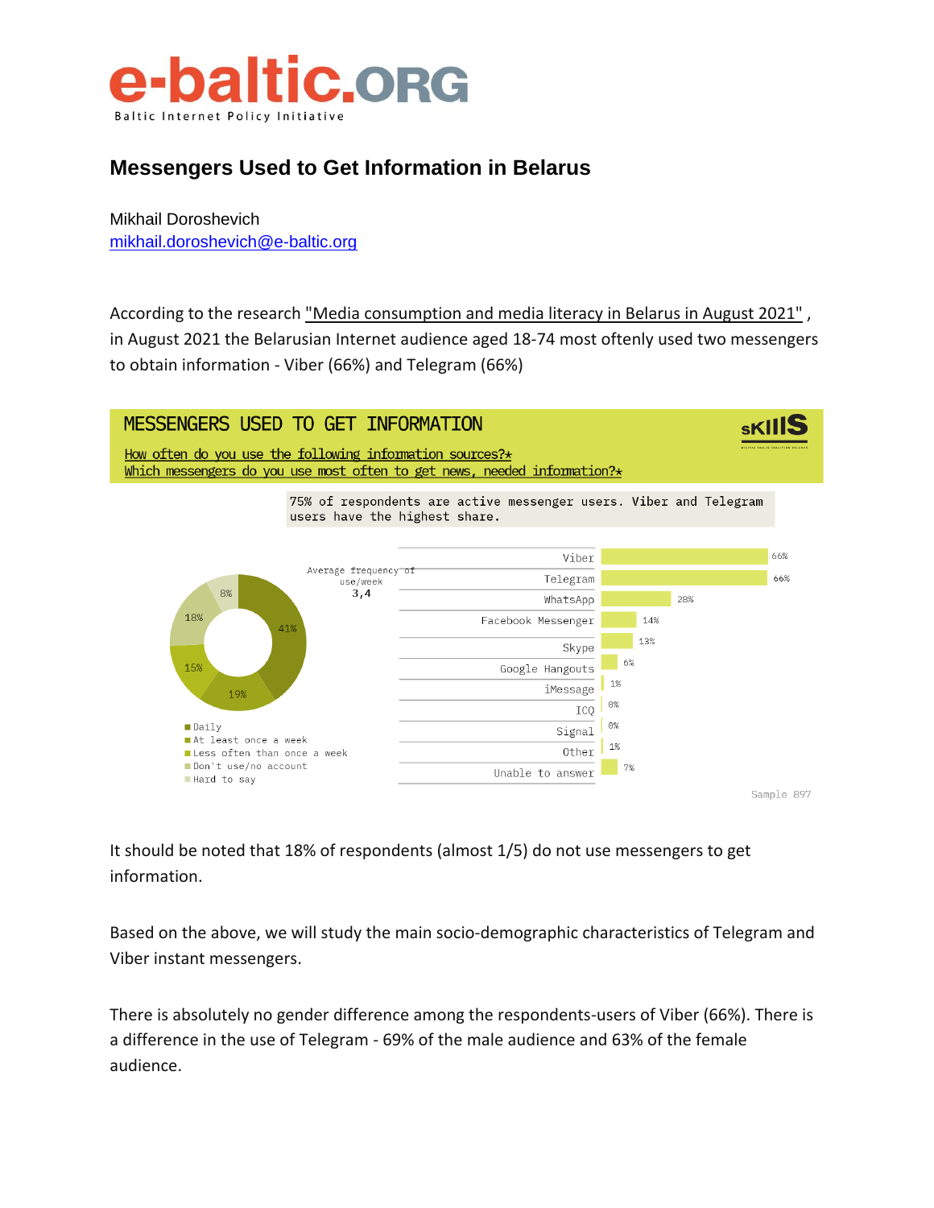# e-baltic.ORG

Baltic Internet Policy Initiative

## Messengers Used to Get Information in Belarus

Mikhail Doroshevich
mikhail.doroshevich@e-baltic.org

According to the research "Media consumption and media literacy in Belarus in August 2021" , in August 2021 the Belarusian Internet audience aged 18-74 most oftenly used two messengers to obtain information - Viber (66%) and Telegram (66%)

**MESSENGERS USED TO GET INFORMATION**

How often do you use the following information sources?*
Which messengers do you use most often to get news, needed information?*

75% of respondents are active messenger users. Viber and Telegram users have the highest share.

Average frequency of use/week: 3,4

| Frequency | % |
|---|---|
| Daily | 41% |
| At least once a week | 19% |
| Less often than once a week | 15% |
| Don't use/no account | 18% |
| Hard to say | 8% |

| Messenger | % |
|---|---|
| Viber | 66% |
| Telegram | 66% |
| WhatsApp | 28% |
| Facebook Messenger | 14% |
| Skype | 13% |
| Google Hangouts | 6% |
| iMessage | 1% |
| ICQ | 0% |
| Signal | 0% |
| Other | 1% |
| Unable to answer | 7% |

Sample 897

It should be noted that 18% of respondents (almost 1/5) do not use messengers to get information.

Based on the above, we will study the main socio-demographic characteristics of Telegram and Viber instant messengers.

There is absolutely no gender difference among the respondents-users of Viber (66%). There is a difference in the use of Telegram - 69% of the male audience and 63% of the female audience.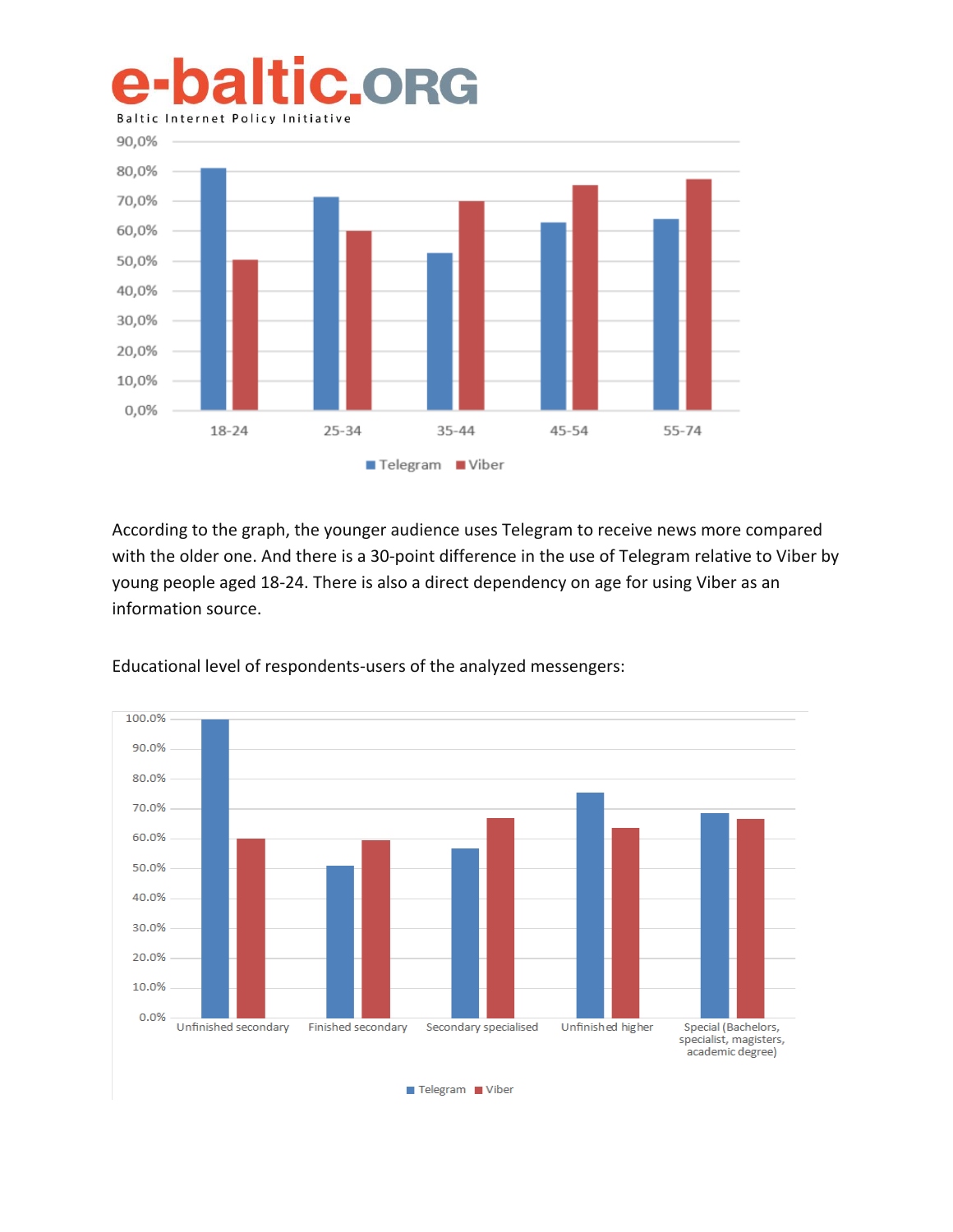According to the graph, the younger audience uses Telegram to receive news more compared with the older one. And there is a 30-point difference in the use of Telegram relative to Viber by young people aged 18-24. There is also a direct dependency on age for using Viber as an information source.

Educational level of respondents-users of the analyzed messengers: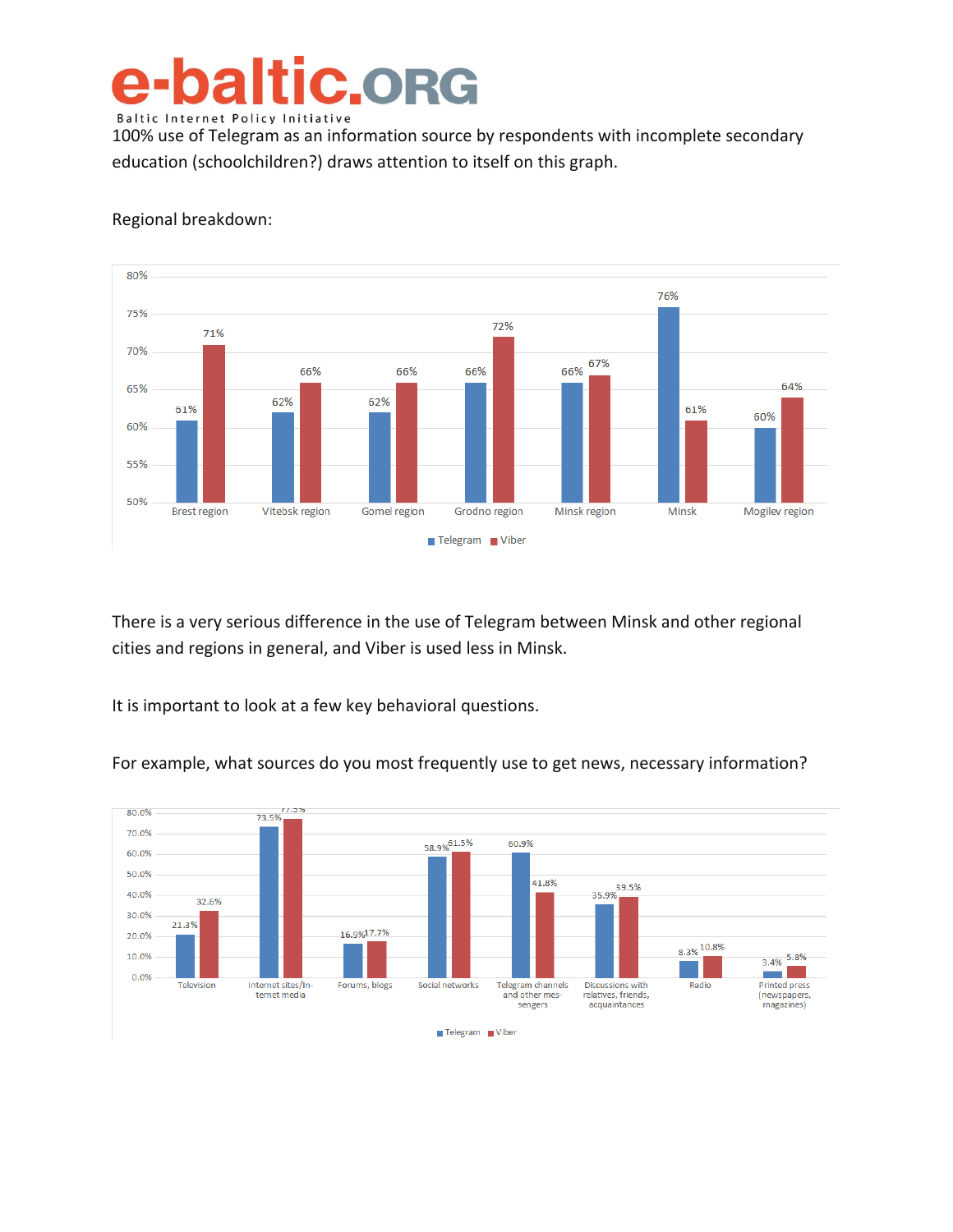100% use of Telegram as an information source by respondents with incomplete secondary education (schoolchildren?) draws attention to itself on this graph.

Regional breakdown:

| Region | Telegram | Viber |
|---|---|---|
| Brest region | 61% | 71% |
| Vitebsk region | 62% | 66% |
| Gomel region | 62% | 66% |
| Grodno region | 66% | 72% |
| Minsk region | 66% | 67% |
| Minsk | 76% | 61% |
| Mogilev region | 60% | 64% |

There is a very serious difference in the use of Telegram between Minsk and other regional cities and regions in general, and Viber is used less in Minsk.

It is important to look at a few key behavioral questions.

For example, what sources do you most frequently use to get news, necessary information?

| Source | Telegram | Viber |
|---|---|---|
| Television | 21.3% | 32.6% |
| Internet sites/Internet media | 73.5% | 77.5% |
| Forums, blogs | 16.9% | 17.7% |
| Social networks | 58.9% | 61.5% |
| Telegram channels and other messengers | 60.9% | 41.8% |
| Discussions with relatives, friends, acquaintances | 35.9% | 39.5% |
| Radio | 8.3% | 10.8% |
| Printed press (newspapers, magazines) | 3.4% | 5.8% |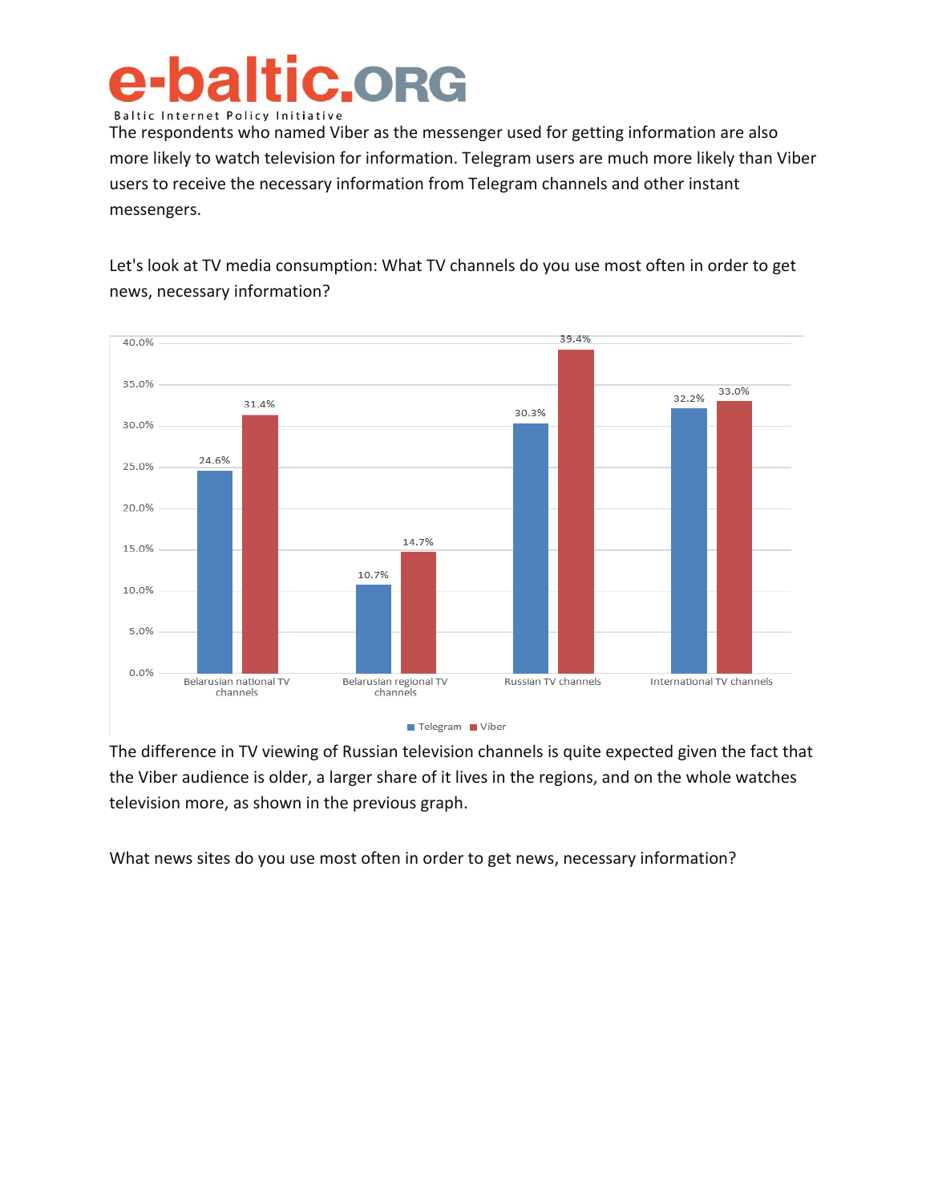The respondents who named Viber as the messenger used for getting information are also more likely to watch television for information. Telegram users are much more likely than Viber users to receive the necessary information from Telegram channels and other instant messengers.

Let's look at TV media consumption: What TV channels do you use most often in order to get news, necessary information?

| | Telegram | Viber |
|---|---|---|
| Belarusian national TV channels | 24.6% | 31.4% |
| Belarusian regional TV channels | 10.7% | 14.7% |
| Russian TV channels | 30.3% | 39.4% |
| International TV channels | 32.2% | 33.0% |

The difference in TV viewing of Russian television channels is quite expected given the fact that the Viber audience is older, a larger share of it lives in the regions, and on the whole watches television more, as shown in the previous graph.

What news sites do you use most often in order to get news, necessary information?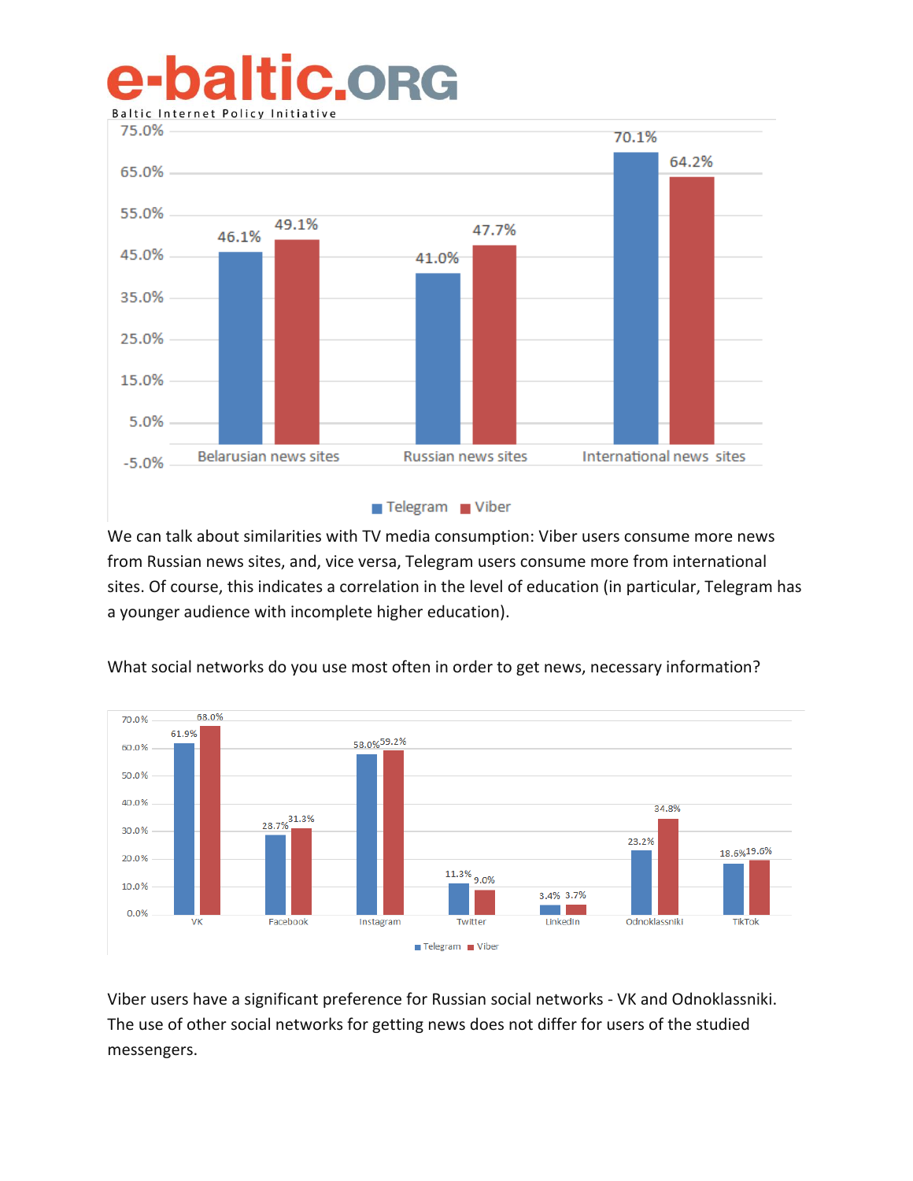| | Telegram | Viber |
|---|---|---|
| Belarusian news sites | 46.1% | 49.1% |
| Russian news sites | 41.0% | 47.7% |
| International news sites | 70.1% | 64.2% |

We can talk about similarities with TV media consumption: Viber users consume more news from Russian news sites, and, vice versa, Telegram users consume more from international sites. Of course, this indicates a correlation in the level of education (in particular, Telegram has a younger audience with incomplete higher education).

What social networks do you use most often in order to get news, necessary information?

| | Telegram | Viber |
|---|---|---|
| VK | 61.9% | 68.0% |
| Facebook | 28.7% | 31.3% |
| Instagram | 58.0% | 59.2% |
| Twitter | 11.3% | 9.0% |
| LinkedIn | 3.4% | 3.7% |
| Odnoklassniki | 23.2% | 34.8% |
| TikTok | 18.6% | 19.6% |

Viber users have a significant preference for Russian social networks - VK and Odnoklassniki. The use of other social networks for getting news does not differ for users of the studied messengers.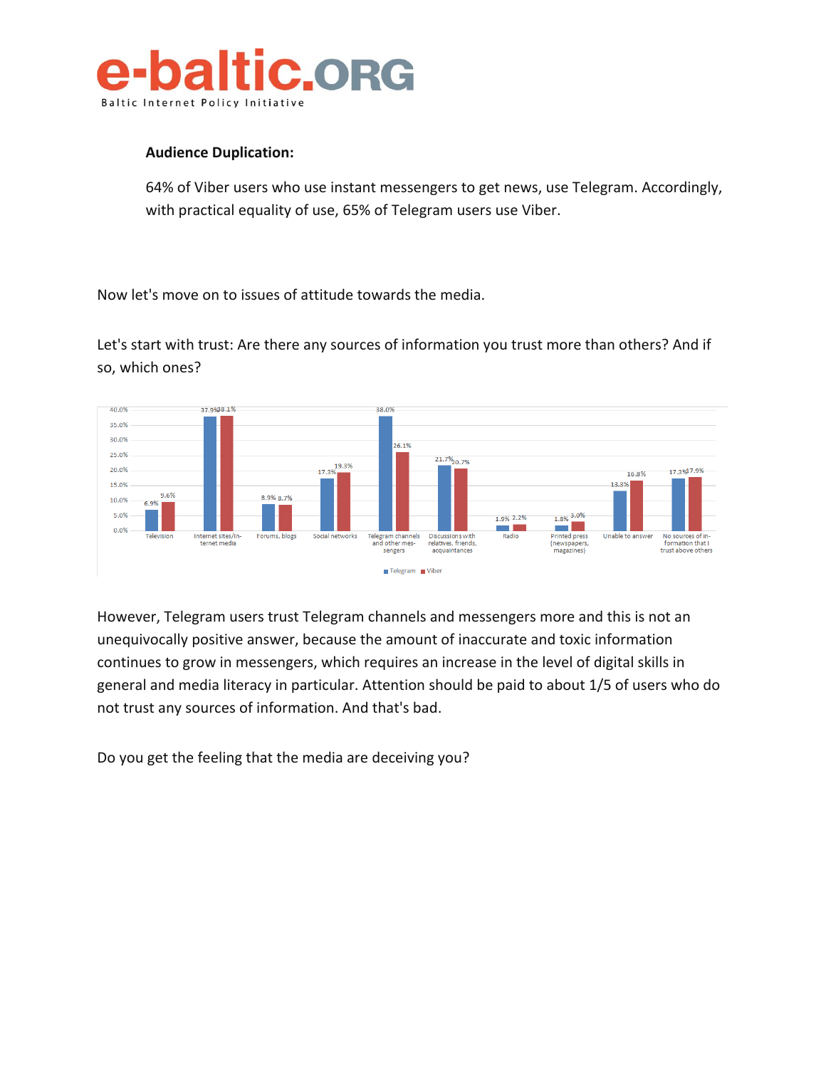**Audience Duplication:**

64% of Viber users who use instant messengers to get news, use Telegram. Accordingly, with practical equality of use, 65% of Telegram users use Viber.

Now let's move on to issues of attitude towards the media.

Let's start with trust: Are there any sources of information you trust more than others? And if so, which ones?

| | Telegram | Viber |
|---|---|---|
| Television | 6.9% | 9.6% |
| Internet sites/Internet media | 37.9% | 38.1% |
| Forums, blogs | 8.9% | 8.7% |
| Social networks | 17.3% | 19.3% |
| Telegram channels and other messengers | 38.0% | 26.1% |
| Discussions with relatives, friends, acquaintances | 21.7% | 20.7% |
| Radio | 1.9% | 2.2% |
| Printed press (newspapers, magazines) | 1.8% | 3.0% |
| Unable to answer | 13.3% | 16.8% |
| No sources of information that I trust above others | 17.3% | 17.9% |

However, Telegram users trust Telegram channels and messengers more and this is not an unequivocally positive answer, because the amount of inaccurate and toxic information continues to grow in messengers, which requires an increase in the level of digital skills in general and media literacy in particular. Attention should be paid to about 1/5 of users who do not trust any sources of information. And that's bad.

Do you get the feeling that the media are deceiving you?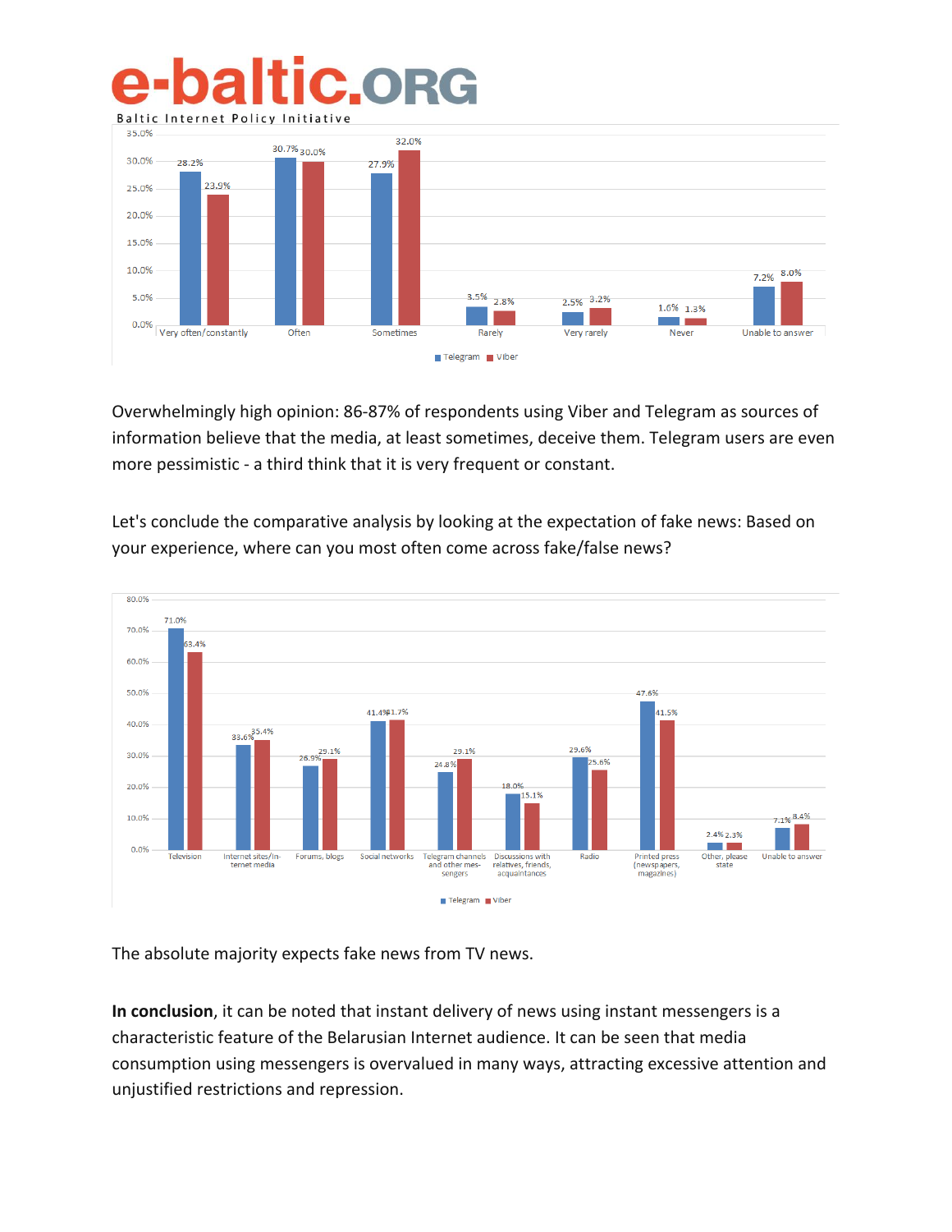e-baltic.ORG

Baltic Internet Policy Initiative

35.0%
30.0%
25.0%
20.0%
15.0%
10.0%
5.0%
0.0%

28.2% 23.9%
Very often/constantly
30.7% 30.0%
Often
27.9% 32.0%
Sometimes
3.5% 2.8%
Rarely
2.5% 3.2%
Very rarely
1.6% 1.3%
Never
7.2% 8.0%
Unable to answer

Telegram Viber

Overwhelmingly high opinion: 86-87% of respondents using Viber and Telegram as sources of information believe that the media, at least sometimes, deceive them. Telegram users are even more pessimistic - a third think that it is very frequent or constant.

Let's conclude the comparative analysis by looking at the expectation of fake news: Based on your experience, where can you most often come across fake/false news?

80.0%
70.0%
60.0%
50.0%
40.0%
30.0%
20.0%
10.0%
0.0%

71.0% 63.4%
Television
33.6% 35.4%
Internet sites/Internet media
26.9% 29.1%
Forums, blogs
41.4% 41.7%
Social networks
24.8% 29.1%
Telegram channels and other messengers
18.0% 15.1%
Discussions with relatives, friends, acquaintances
29.6% 25.6%
Radio
47.6% 41.5%
Printed press (newspapers, magazines)
2.4% 2.3%
Other, please state
7.1% 8.4%
Unable to answer

Telegram Viber

The absolute majority expects fake news from TV news.

**In conclusion**, it can be noted that instant delivery of news using instant messengers is a characteristic feature of the Belarusian Internet audience. It can be seen that media consumption using messengers is overvalued in many ways, attracting excessive attention and unjustified restrictions and repression.